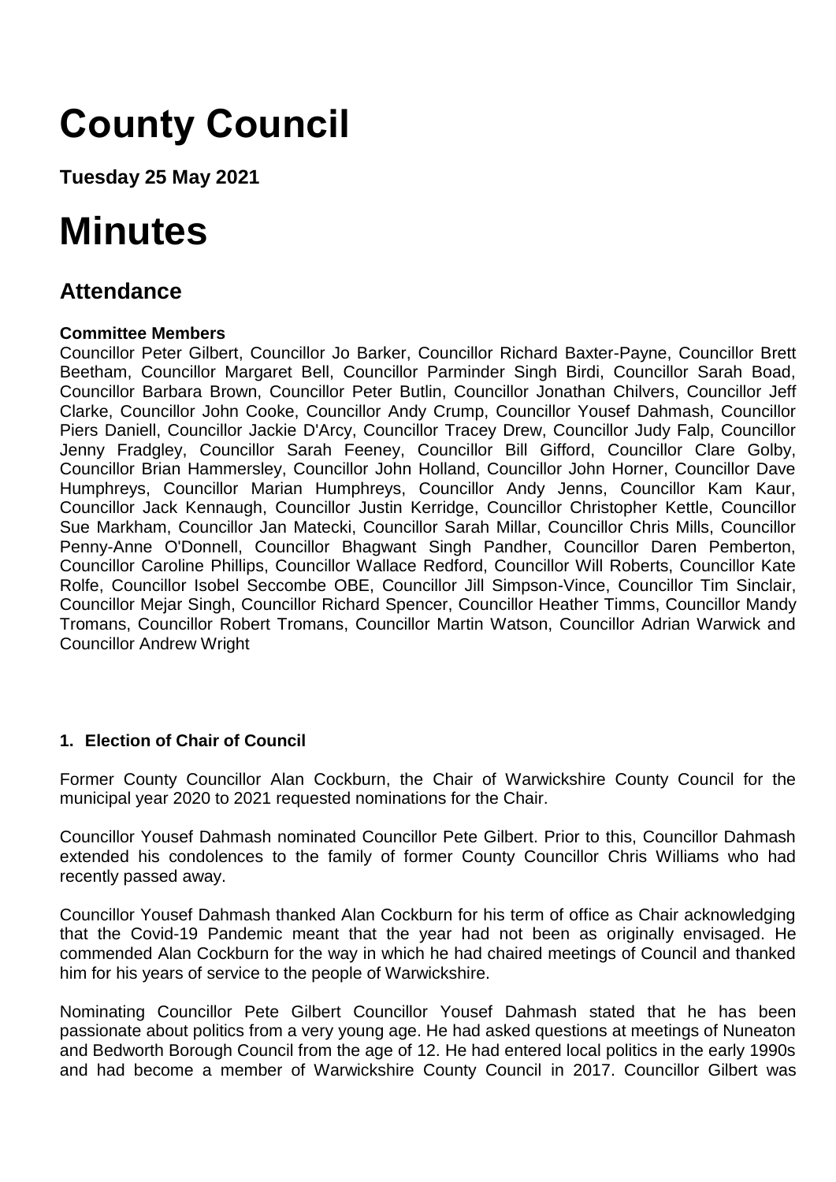# County Council

**Tuesday 25 May 2021**

# Minutes

## Attendance

**Committee Members**

Councillor Peter Gilbert, Councillor Jo Barker, Councillor Richard Baxter-Payne, Councillor Brett Beetham, Councillor Margaret Bell, Councillor Parminder Singh Birdi, Councillor Sarah Boad, Councillor Barbara Brown, Councillor Peter Butlin, Councillor Jonathan Chilvers, Councillor Jeff Clarke, Councillor John Cooke, Councillor Andy Crump, Councillor Yousef Dahmash, Councillor Piers Daniell, Councillor Jackie D'Arcy, Councillor Tracey Drew, Councillor Judy Falp, Councillor Jenny Fradgley, Councillor Sarah Feeney, Councillor Bill Gifford, Councillor Clare Golby, Councillor Brian Hammersley, Councillor John Holland, Councillor John Horner, Councillor Dave Humphreys, Councillor Marian Humphreys, Councillor Andy Jenns, Councillor Kam Kaur, Councillor Jack Kennaugh, Councillor Justin Kerridge, Councillor Christopher Kettle, Councillor Sue Markham, Councillor Jan Matecki, Councillor Sarah Millar, Councillor Chris Mills, Councillor Penny-Anne O'Donnell, Councillor Bhagwant Singh Pandher, Councillor Daren Pemberton, Councillor Caroline Phillips, Councillor Wallace Redford, Councillor Will Roberts, Councillor Kate Rolfe, Councillor Isobel Seccombe OBE, Councillor Jill Simpson-Vince, Councillor Tim Sinclair, Councillor Mejar Singh, Councillor Richard Spencer, Councillor Heather Timms, Councillor Mandy Tromans, Councillor Robert Tromans, Councillor Martin Watson, Councillor Adrian Warwick and Councillor Andrew Wright

### 1. Election of Chair of Council

Former County Councillor Alan Cockburn, the Chair of Warwickshire County Council for the municipal year 2020 to 2021 requested nominations for the Chair.

Councillor Yousef Dahmash nominated Councillor Pete Gilbert. Prior to this, Councillor Dahmash extended his condolences to the family of former County Councillor Chris Williams who had recently passed away.

Councillor Yousef Dahmash thanked Alan Cockburn for his term of office as Chair acknowledging that the Covid-19 Pandemic meant that the year had not been as originally envisaged. He commended Alan Cockburn for the way in which he had chaired meetings of Council and thanked him for his years of service to the people of Warwickshire.

Nominating Councillor Pete Gilbert Councillor Yousef Dahmash stated that he has been passionate about politics from a very young age. He had asked questions at meetings of Nuneaton and Bedworth Borough Council from the age of 12. He had entered local politics in the early 1990s and had become a member of Warwickshire County Council in 2017. Councillor Gilbert was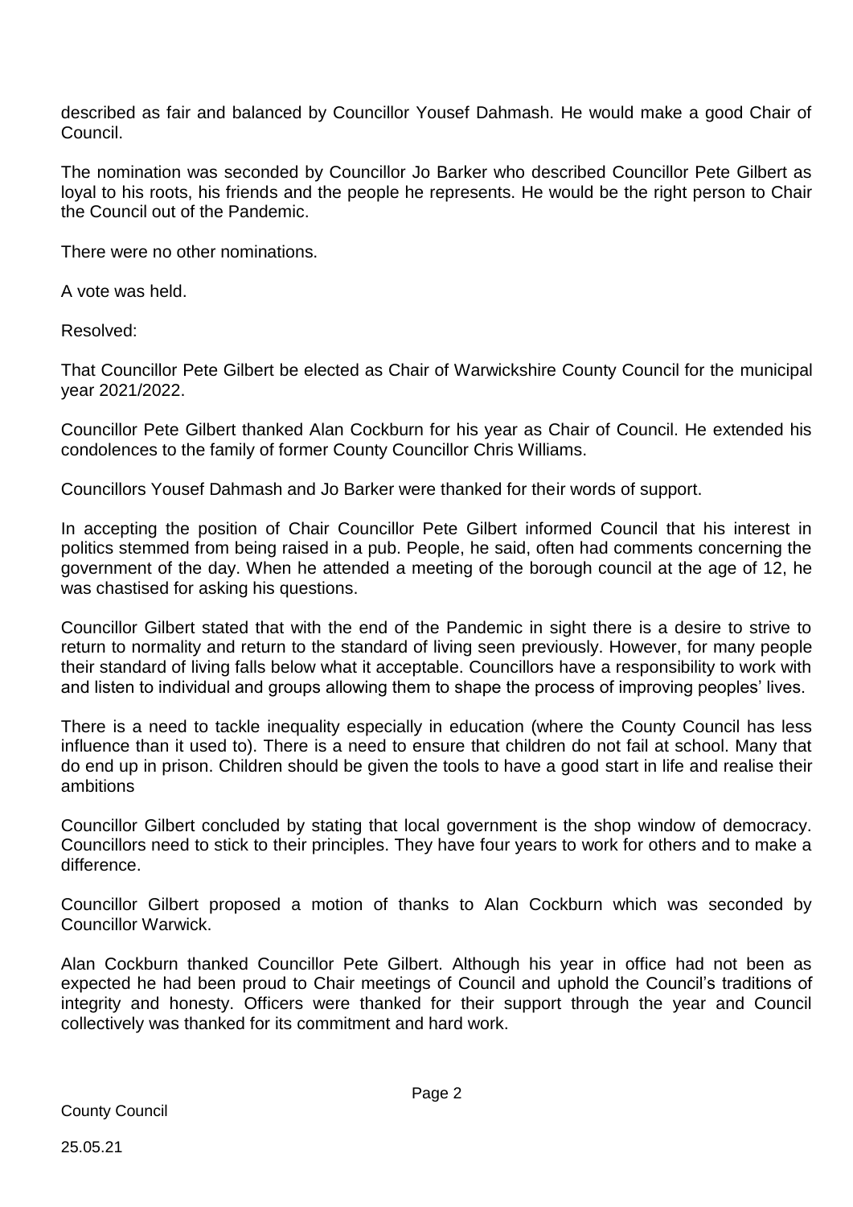described as fair and balanced by Councillor Yousef Dahmash. He would make a good Chair of Council.

The nomination was seconded by Councillor Jo Barker who described Councillor Pete Gilbert as loyal to his roots, his friends and the people he represents. He would be the right person to Chair the Council out of the Pandemic.

There were no other nominations.

A vote was held.

Resolved:

That Councillor Pete Gilbert be elected as Chair of Warwickshire County Council for the municipal year 2021/2022.

Councillor Pete Gilbert thanked Alan Cockburn for his year as Chair of Council. He extended his condolences to the family of former County Councillor Chris Williams.

Councillors Yousef Dahmash and Jo Barker were thanked for their words of support.

In accepting the position of Chair Councillor Pete Gilbert informed Council that his interest in politics stemmed from being raised in a pub. People, he said, often had comments concerning the government of the day. When he attended a meeting of the borough council at the age of 12, he was chastised for asking his questions.

Councillor Gilbert stated that with the end of the Pandemic in sight there is a desire to strive to return to normality and return to the standard of living seen previously. However, for many people their standard of living falls below what it acceptable. Councillors have a responsibility to work with and listen to individual and groups allowing them to shape the process of improving peoples' lives.

There is a need to tackle inequality especially in education (where the County Council has less influence than it used to). There is a need to ensure that children do not fail at school. Many that do end up in prison. Children should be given the tools to have a good start in life and realise their ambitions

Councillor Gilbert concluded by stating that local government is the shop window of democracy. Councillors need to stick to their principles. They have four years to work for others and to make a difference.

Councillor Gilbert proposed a motion of thanks to Alan Cockburn which was seconded by Councillor Warwick.

Alan Cockburn thanked Councillor Pete Gilbert. Although his year in office had not been as expected he had been proud to Chair meetings of Council and uphold the Council's traditions of integrity and honesty. Officers were thanked for their support through the year and Council collectively was thanked for its commitment and hard work.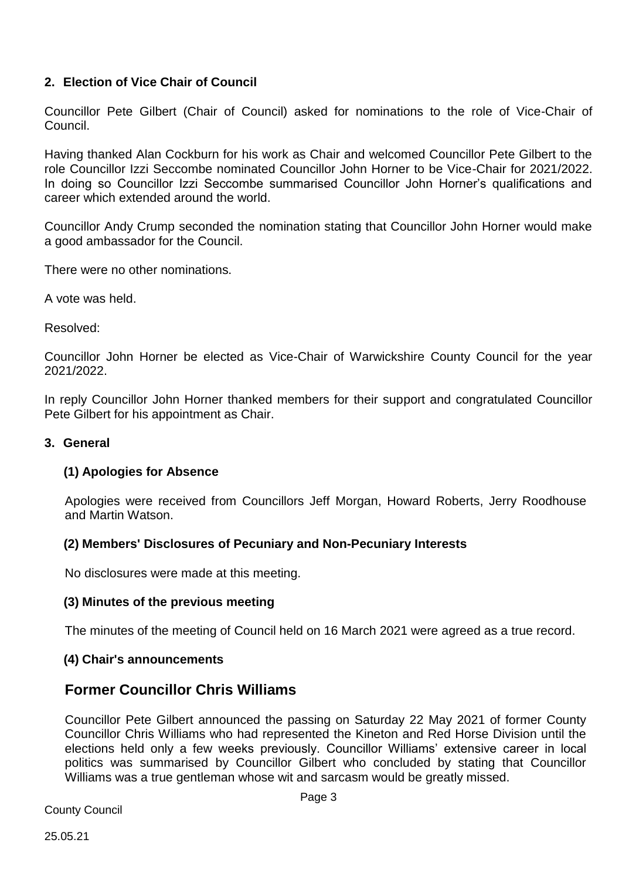## 2. Election of Vice Chair of Council

Councillor Pete Gilbert (Chair of Council) asked for nominations to the role of Vice-Chair of Council.

Having thanked Alan Cockburn for his work as Chair and welcomed Councillor Pete Gilbert to the role Councillor Izzi Seccombe nominated Councillor John Horner to be Vice-Chair for 2021/2022. In doing so Councillor Izzi Seccombe summarised Councillor John Horner's qualifications and career which extended around the world.

Councillor Andy Crump seconded the nomination stating that Councillor John Horner would make a good ambassador for the Council.

There were no other nominations.

A vote was held.

Resolved:

Councillor John Horner be elected as Vice-Chair of Warwickshire County Council for the year 2021/2022.

In reply Councillor John Horner thanked members for their support and congratulated Councillor Pete Gilbert for his appointment as Chair.

## 3. General

### (1) Apologies for Absence

Apologies were received from Councillors Jeff Morgan, Howard Roberts, Jerry Roodhouse and Martin Watson.

### (2) Members' Disclosures of Pecuniary and Non-Pecuniary Interests

No disclosures were made at this meeting.

### (3) Minutes of the previous meeting

The minutes of the meeting of Council held on 16 March 2021 were agreed as a true record.

### (4) Chair's announcements

## Former Councillor Chris Williams

Councillor Pete Gilbert announced the passing on Saturday 22 May 2021 of former County Councillor Chris Williams who had represented the Kineton and Red Horse Division until the elections held only a few weeks previously. Councillor Williams' extensive career in local politics was summarised by Councillor Gilbert who concluded by stating that Councillor Williams was a true gentleman whose wit and sarcasm would be greatly missed.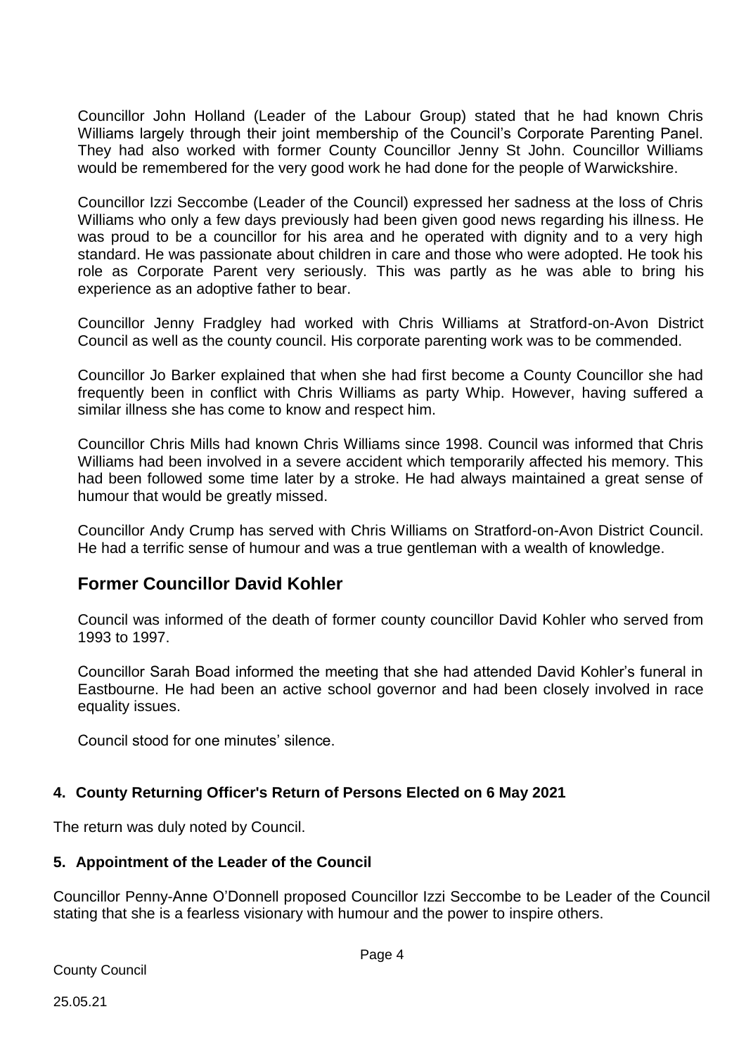Councillor John Holland (Leader of the Labour Group) stated that he had known Chris Williams largely through their joint membership of the Council's Corporate Parenting Panel. They had also worked with former County Councillor Jenny St John. Councillor Williams would be remembered for the very good work he had done for the people of Warwickshire.

Councillor Izzi Seccombe (Leader of the Council) expressed her sadness at the loss of Chris Williams who only a few days previously had been given good news regarding his illness. He was proud to be a councillor for his area and he operated with dignity and to a very high standard. He was passionate about children in care and those who were adopted. He took his role as Corporate Parent very seriously. This was partly as he was able to bring his experience as an adoptive father to bear.

Councillor Jenny Fradgley had worked with Chris Williams at Stratford-on-Avon District Council as well as the county council. His corporate parenting work was to be commended.

Councillor Jo Barker explained that when she had first become a County Councillor she had frequently been in conflict with Chris Williams as party Whip. However, having suffered a similar illness she has come to know and respect him.

Councillor Chris Mills had known Chris Williams since 1998. Council was informed that Chris Williams had been involved in a severe accident which temporarily affected his memory. This had been followed some time later by a stroke. He had always maintained a great sense of humour that would be greatly missed.

Councillor Andy Crump has served with Chris Williams on Stratford-on-Avon District Council. He had a terrific sense of humour and was a true gentleman with a wealth of knowledge.

## Former Councillor David Kohler

Council was informed of the death of former county councillor David Kohler who served from 1993 to 1997.

Councillor Sarah Boad informed the meeting that she had attended David Kohler's funeral in Eastbourne. He had been an active school governor and had been closely involved in race equality issues.

Council stood for one minutes' silence.

### 4. County Returning Officer's Return of Persons Elected on 6 May 2021

The return was duly noted by Council.

### 5. Appointment of the Leader of the Council

Councillor Penny-Anne O'Donnell proposed Councillor Izzi Seccombe to be Leader of the Council stating that she is a fearless visionary with humour and the power to inspire others.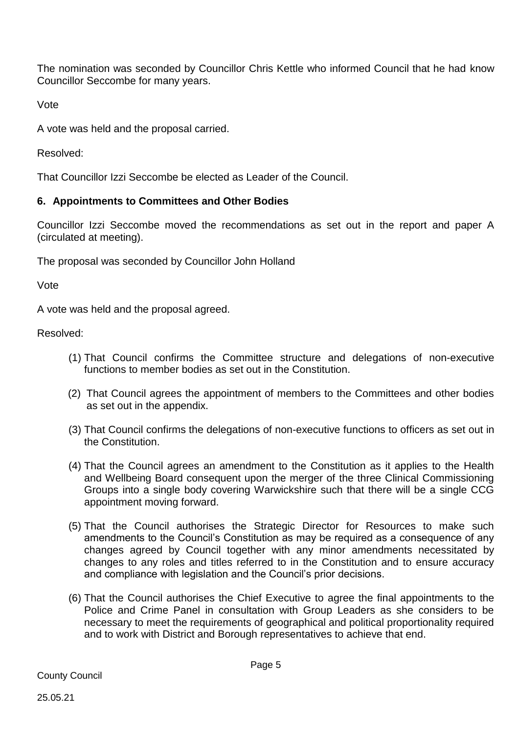The nomination was seconded by Councillor Chris Kettle who informed Council that he had know Councillor Seccombe for many years.

Vote

A vote was held and the proposal carried.

Resolved:

That Councillor Izzi Seccombe be elected as Leader of the Council.

## 6. Appointments to Committees and Other Bodies

Councillor Izzi Seccombe moved the recommendations as set out in the report and paper A (circulated at meeting).

The proposal was seconded by Councillor John Holland

Vote

A vote was held and the proposal agreed.

Resolved:

(1) That Council confirms the Committee structure and delegations of non-executive functions to member bodies as set out in the Constitution.

(2) That Council agrees the appointment of members to the Committees and other bodies as set out in the appendix.

(3) That Council confirms the delegations of non-executive functions to officers as set out in the Constitution.

(4) That the Council agrees an amendment to the Constitution as it applies to the Health and Wellbeing Board consequent upon the merger of the three Clinical Commissioning Groups into a single body covering Warwickshire such that there will be a single CCG appointment moving forward.

(5) That the Council authorises the Strategic Director for Resources to make such amendments to the Council's Constitution as may be required as a consequence of any changes agreed by Council together with any minor amendments necessitated by changes to any roles and titles referred to in the Constitution and to ensure accuracy and compliance with legislation and the Council's prior decisions.

(6) That the Council authorises the Chief Executive to agree the final appointments to the Police and Crime Panel in consultation with Group Leaders as she considers to be necessary to meet the requirements of geographical and political proportionality required and to work with District and Borough representatives to achieve that end.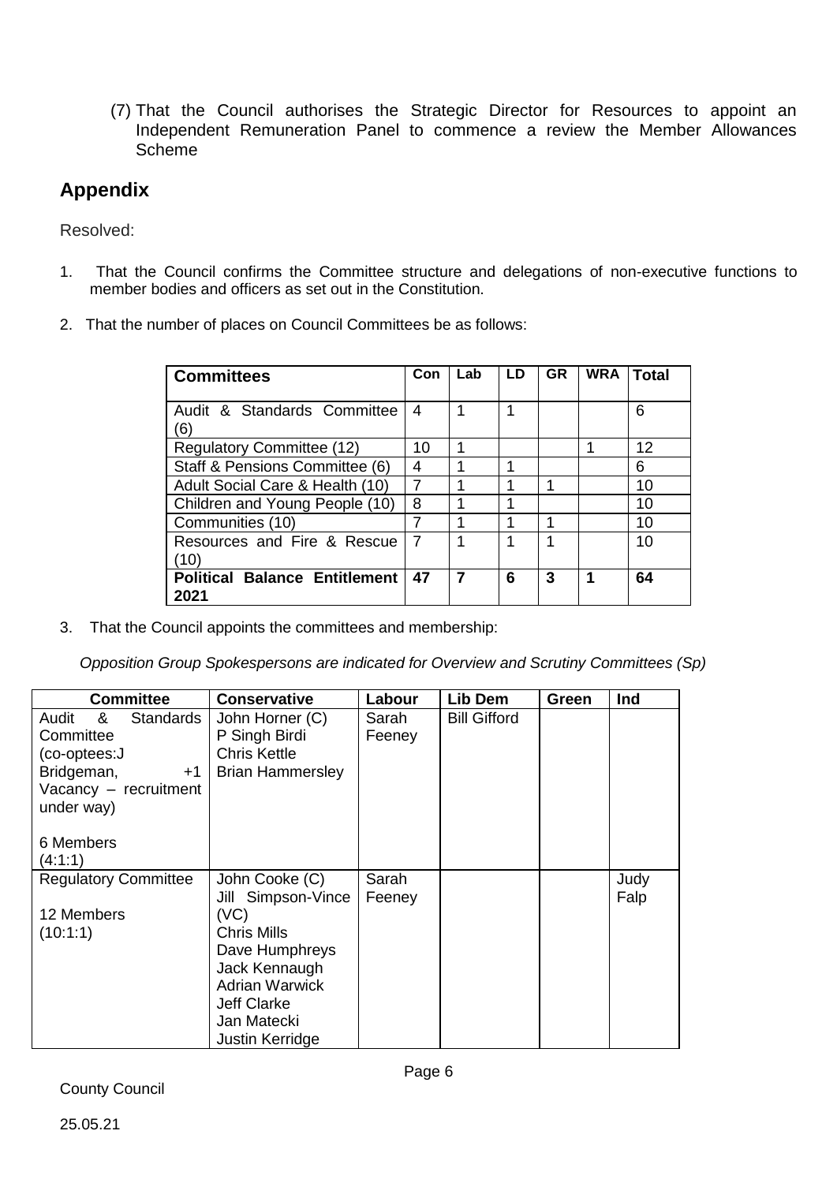(7) That the Council authorises the Strategic Director for Resources to appoint an Independent Remuneration Panel to commence a review the Member Allowances Scheme

## Appendix

Resolved:

1. That the Council confirms the Committee structure and delegations of non-executive functions to member bodies and officers as set out in the Constitution.

2. That the number of places on Council Committees be as follows:

| Committees | Con | Lab | LD | GR | WRA | Total |
|---|---|---|---|---|---|---|
| Audit & Standards Committee (6) | 4 | 1 | 1 | | | 6 |
| Regulatory Committee (12) | 10 | 1 | | | 1 | 12 |
| Staff & Pensions Committee (6) | 4 | 1 | 1 | | | 6 |
| Adult Social Care & Health (10) | 7 | 1 | 1 | 1 | | 10 |
| Children and Young People (10) | 8 | 1 | 1 | | | 10 |
| Communities (10) | 7 | 1 | 1 | 1 | | 10 |
| Resources and Fire & Rescue (10) | 7 | 1 | 1 | 1 | | 10 |
| **Political Balance Entitlement 2021** | **47** | **7** | **6** | **3** | **1** | **64** |

3. That the Council appoints the committees and membership:

*Opposition Group Spokespersons are indicated for Overview and Scrutiny Committees (Sp)*

| Committee | Conservative | Labour | Lib Dem | Green | Ind |
|---|---|---|---|---|---|
| Audit & Standards Committee (co-optees:J Bridgeman, +1 Vacancy – recruitment under way)<br><br>6 Members (4:1:1) | John Horner (C)<br>P Singh Birdi<br>Chris Kettle<br>Brian Hammersley | Sarah Feeney | Bill Gifford | | |
| Regulatory Committee<br><br>12 Members (10:1:1) | John Cooke (C)<br>Jill Simpson-Vince (VC)<br>Chris Mills<br>Dave Humphreys<br>Jack Kennaugh<br>Adrian Warwick<br>Jeff Clarke<br>Jan Matecki<br>Justin Kerridge | Sarah Feeney | | | Judy Falp |

County Council

25.05.21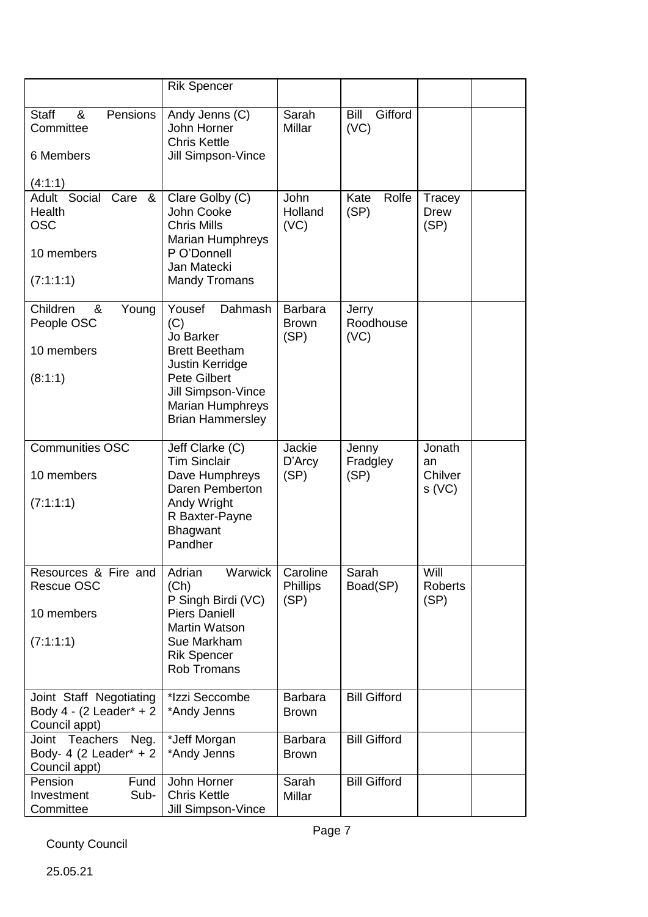| | | | | | |
|---|---|---|---|---|---|
| | Rik Spencer | | | | |
| Staff & Pensions Committee<br><br>6 Members<br><br>(4:1:1) | Andy Jenns (C)<br>John Horner<br>Chris Kettle<br>Jill Simpson-Vince | Sarah Millar | Bill Gifford (VC) | | |
| Adult Social Care & Health OSC<br><br>10 members<br><br>(7:1:1:1) | Clare Golby (C)<br>John Cooke<br>Chris Mills<br>Marian Humphreys<br>P O'Donnell<br>Jan Matecki<br>Mandy Tromans | John Holland (VC) | Kate Rolfe (SP) | Tracey Drew (SP) | |
| Children & Young People OSC<br><br>10 members<br><br>(8:1:1) | Yousef Dahmash (C)<br>Jo Barker<br>Brett Beetham<br>Justin Kerridge<br>Pete Gilbert<br>Jill Simpson-Vince<br>Marian Humphreys<br>Brian Hammersley | Barbara Brown (SP) | Jerry Roodhouse (VC) | | |
| Communities OSC<br><br>10 members<br><br>(7:1:1:1) | Jeff Clarke (C)<br>Tim Sinclair<br>Dave Humphreys<br>Daren Pemberton<br>Andy Wright<br>R Baxter-Payne<br>Bhagwant Pandher | Jackie D'Arcy (SP) | Jenny Fradgley (SP) | Jonathan Chilvers (VC) | |
| Resources & Fire and Rescue OSC<br><br>10 members<br><br>(7:1:1:1) | Adrian Warwick (Ch)<br>P Singh Birdi (VC)<br>Piers Daniell<br>Martin Watson<br>Sue Markham<br>Rik Spencer<br>Rob Tromans | Caroline Phillips (SP) | Sarah Boad(SP) | Will Roberts (SP) | |
| Joint Staff Negotiating Body 4 - (2 Leader* + 2 Council appt) | *Izzi Seccombe<br>*Andy Jenns | Barbara Brown | Bill Gifford | | |
| Joint Teachers Neg. Body- 4 (2 Leader* + 2 Council appt) | *Jeff Morgan<br>*Andy Jenns | Barbara Brown | Bill Gifford | | |
| Pension Fund Investment Sub-Committee | John Horner<br>Chris Kettle<br>Jill Simpson-Vince | Sarah Millar | Bill Gifford | | |

County Council

25.05.21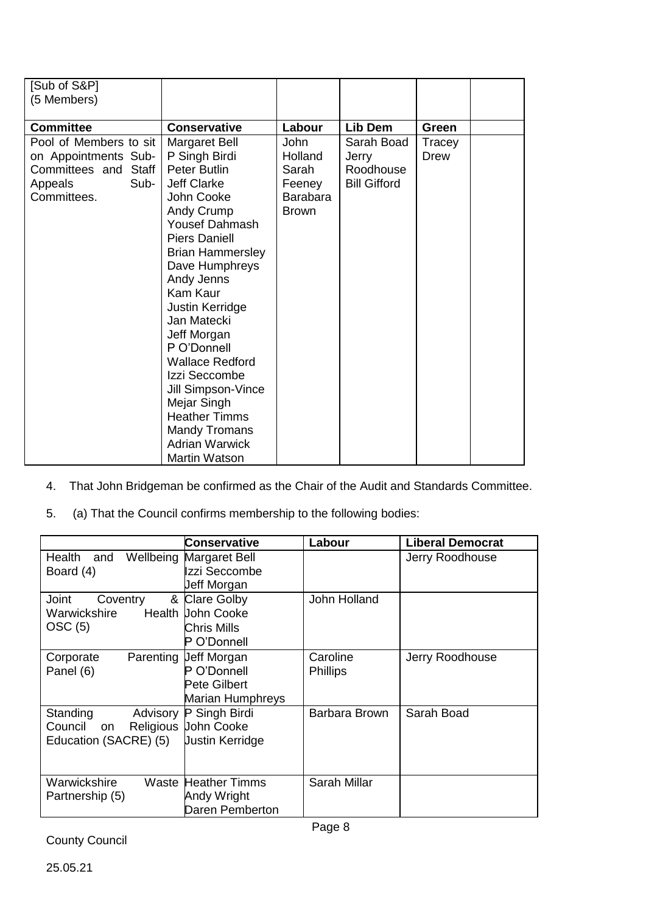| [Sub of S&P] (5 Members) | | | | | |
|---|---|---|---|---|---|
| **Committee** | **Conservative** | **Labour** | **Lib Dem** | **Green** | |
| Pool of Members to sit on Appointments Sub-Committees and Staff Appeals Sub-Committees. | Margaret Bell<br>P Singh Birdi<br>Peter Butlin<br>Jeff Clarke<br>John Cooke<br>Andy Crump<br>Yousef Dahmash<br>Piers Daniell<br>Brian Hammersley<br>Dave Humphreys<br>Andy Jenns<br>Kam Kaur<br>Justin Kerridge<br>Jan Matecki<br>Jeff Morgan<br>P O'Donnell<br>Wallace Redford<br>Izzi Seccombe<br>Jill Simpson-Vince<br>Mejar Singh<br>Heather Timms<br>Mandy Tromans<br>Adrian Warwick<br>Martin Watson | John Holland<br>Sarah Feeney<br>Barabara Brown | Sarah Boad<br>Jerry Roodhouse<br>Bill Gifford | Tracey Drew | |

4. That John Bridgeman be confirmed as the Chair of the Audit and Standards Committee.

5. (a) That the Council confirms membership to the following bodies:

| | **Conservative** | **Labour** | **Liberal Democrat** |
|---|---|---|---|
| Health and Wellbeing Board (4) | Margaret Bell<br>Izzi Seccombe<br>Jeff Morgan | | Jerry Roodhouse |
| Joint Coventry & Warwickshire Health OSC (5) | Clare Golby<br>John Cooke<br>Chris Mills<br>P O'Donnell | John Holland | |
| Corporate Parenting Panel (6) | Jeff Morgan<br>P O'Donnell<br>Pete Gilbert<br>Marian Humphreys | Caroline Phillips | Jerry Roodhouse |
| Standing Advisory Council on Religious Education (SACRE) (5) | P Singh Birdi<br>John Cooke<br>Justin Kerridge | Barbara Brown | Sarah Boad |
| Warwickshire Waste Partnership (5) | Heather Timms<br>Andy Wright<br>Daren Pemberton | Sarah Millar | |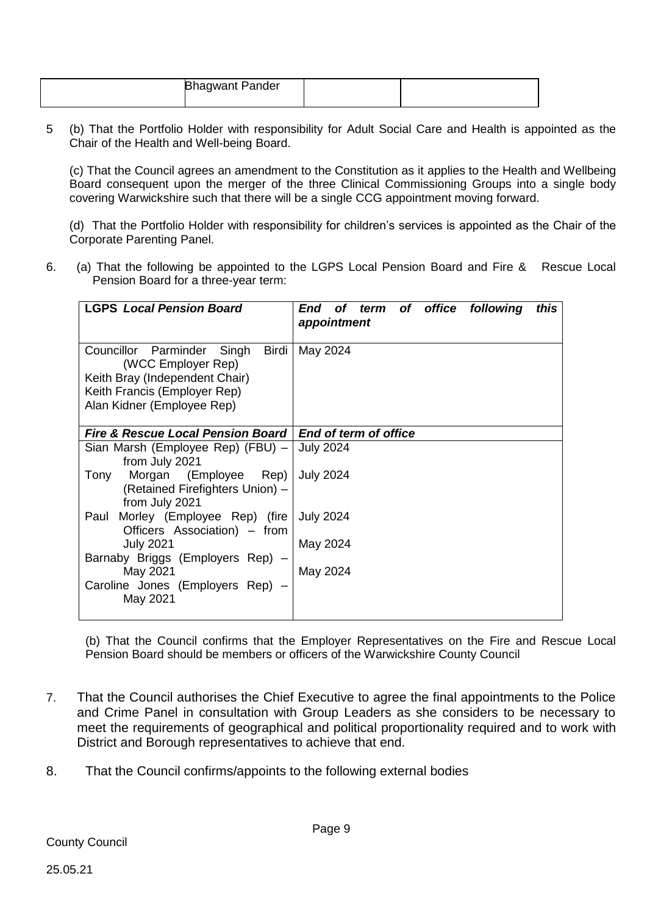| | Bhagwant Pander | | |
|---|---|---|---|

5 (b) That the Portfolio Holder with responsibility for Adult Social Care and Health is appointed as the Chair of the Health and Well-being Board.

(c) That the Council agrees an amendment to the Constitution as it applies to the Health and Wellbeing Board consequent upon the merger of the three Clinical Commissioning Groups into a single body covering Warwickshire such that there will be a single CCG appointment moving forward.

(d) That the Portfolio Holder with responsibility for children's services is appointed as the Chair of the Corporate Parenting Panel.

6. (a) That the following be appointed to the LGPS Local Pension Board and Fire & Rescue Local Pension Board for a three-year term:

| **LGPS *Local Pension Board*** | ***End of term of office following this appointment*** |
|---|---|
| Councillor Parminder Singh Birdi (WCC Employer Rep)<br>Keith Bray (Independent Chair)<br>Keith Francis (Employer Rep)<br>Alan Kidner (Employee Rep) | May 2024 |
| ***Fire & Rescue Local Pension Board*** | ***End of term of office*** |
| Sian Marsh (Employee Rep) (FBU) – from July 2021 | July 2024 |
| Tony Morgan (Employee Rep) (Retained Firefighters Union) – from July 2021 | July 2024 |
| Paul Morley (Employee Rep) (fire Officers Association) – from July 2021 | July 2024 |
| Barnaby Briggs (Employers Rep) – May 2021 | May 2024 |
| Caroline Jones (Employers Rep) – May 2021 | May 2024 |

(b) That the Council confirms that the Employer Representatives on the Fire and Rescue Local Pension Board should be members or officers of the Warwickshire County Council

7. That the Council authorises the Chief Executive to agree the final appointments to the Police and Crime Panel in consultation with Group Leaders as she considers to be necessary to meet the requirements of geographical and political proportionality required and to work with District and Borough representatives to achieve that end.

8. That the Council confirms/appoints to the following external bodies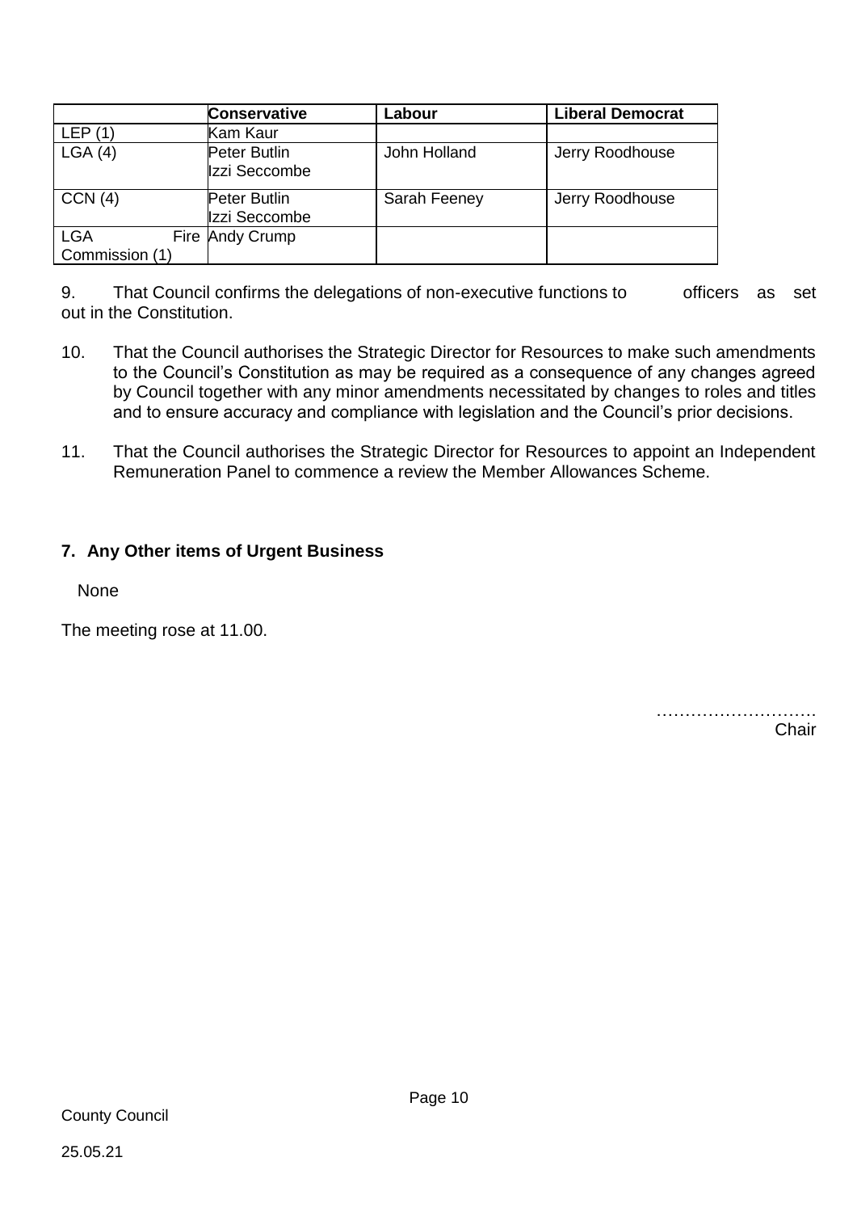| | Conservative | Labour | Liberal Democrat |
|---|---|---|---|
| LEP (1) | Kam Kaur | | |
| LGA (4) | Peter Butlin<br>Izzi Seccombe | John Holland | Jerry Roodhouse |
| CCN (4) | Peter Butlin<br>Izzi Seccombe | Sarah Feeney | Jerry Roodhouse |
| LGA Fire Commission (1) | Andy Crump | | |

9. That Council confirms the delegations of non-executive functions to officers as set out in the Constitution.

10. That the Council authorises the Strategic Director for Resources to make such amendments to the Council's Constitution as may be required as a consequence of any changes agreed by Council together with any minor amendments necessitated by changes to roles and titles and to ensure accuracy and compliance with legislation and the Council's prior decisions.

11. That the Council authorises the Strategic Director for Resources to appoint an Independent Remuneration Panel to commence a review the Member Allowances Scheme.

## 7. Any Other items of Urgent Business

None

The meeting rose at 11.00.

……………………….
Chair

County Council

25.05.21